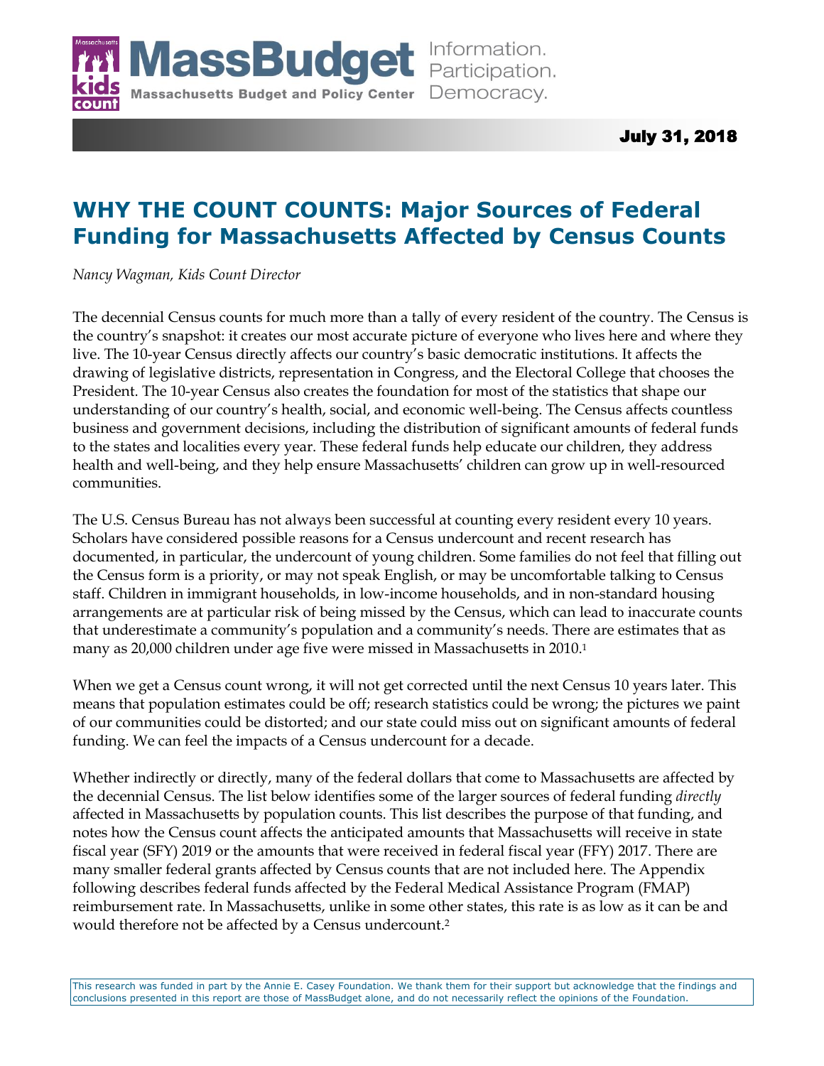MassBudget Information. Participation. Democracy.

Massachusetts Budget and Policy Center

July 31, 2018

# WHY THE COUNT COUNTS: Major Sources of Federal Funding for Massachusetts Affected by Census Counts

*Nancy Wagman, Kids Count Director*

The decennial Census counts for much more than a tally of every resident of the country. The Census is the country's snapshot: it creates our most accurate picture of everyone who lives here and where they live. The 10-year Census directly affects our country's basic democratic institutions. It affects the drawing of legislative districts, representation in Congress, and the Electoral College that chooses the President. The 10-year Census also creates the foundation for most of the statistics that shape our understanding of our country's health, social, and economic well-being. The Census affects countless business and government decisions, including the distribution of significant amounts of federal funds to the states and localities every year. These federal funds help educate our children, they address health and well-being, and they help ensure Massachusetts' children can grow up in well-resourced communities.

The U.S. Census Bureau has not always been successful at counting every resident every 10 years. Scholars have considered possible reasons for a Census undercount and recent research has documented, in particular, the undercount of young children. Some families do not feel that filling out the Census form is a priority, or may not speak English, or may be uncomfortable talking to Census staff. Children in immigrant households, in low-income households, and in non-standard housing arrangements are at particular risk of being missed by the Census, which can lead to inaccurate counts that underestimate a community's population and a community's needs. There are estimates that as many as 20,000 children under age five were missed in Massachusetts in 2010.[1]

When we get a Census count wrong, it will not get corrected until the next Census 10 years later. This means that population estimates could be off; research statistics could be wrong; the pictures we paint of our communities could be distorted; and our state could miss out on significant amounts of federal funding. We can feel the impacts of a Census undercount for a decade.

Whether indirectly or directly, many of the federal dollars that come to Massachusetts are affected by the decennial Census. The list below identifies some of the larger sources of federal funding *directly* affected in Massachusetts by population counts. This list describes the purpose of that funding, and notes how the Census count affects the anticipated amounts that Massachusetts will receive in state fiscal year (SFY) 2019 or the amounts that were received in federal fiscal year (FFY) 2017. There are many smaller federal grants affected by Census counts that are not included here. The Appendix following describes federal funds affected by the Federal Medical Assistance Program (FMAP) reimbursement rate. In Massachusetts, unlike in some other states, this rate is as low as it can be and would therefore not be affected by a Census undercount.[2]

This research was funded in part by the Annie E. Casey Foundation. We thank them for their support but acknowledge that the findings and conclusions presented in this report are those of MassBudget alone, and do not necessarily reflect the opinions of the Foundation.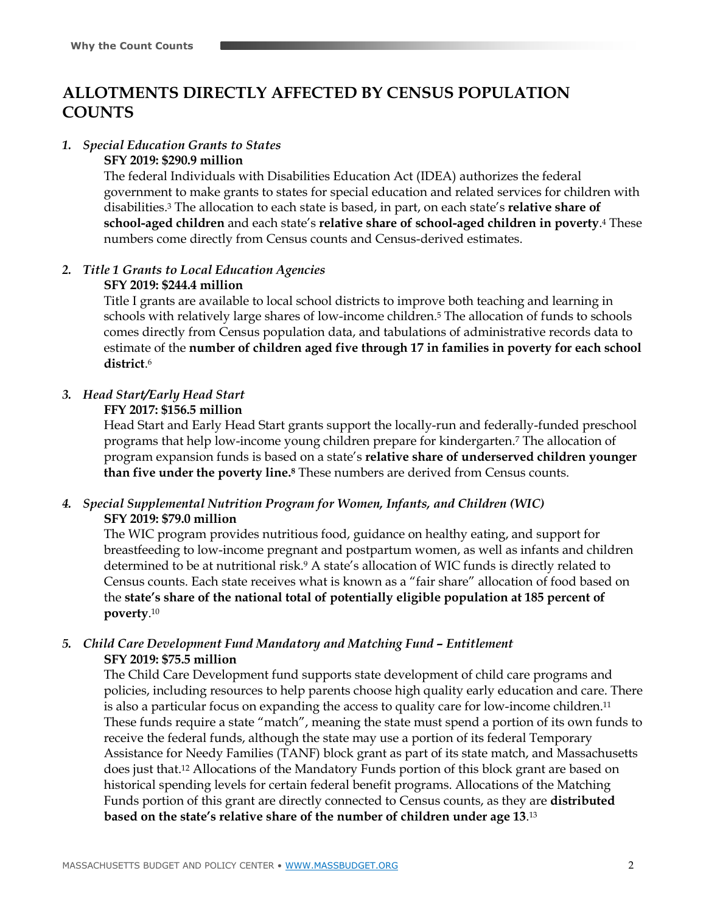## ALLOTMENTS DIRECTLY AFFECTED BY CENSUS POPULATION COUNTS

1. ***Special Education Grants to States***

   **SFY 2019: $290.9 million**

   The federal Individuals with Disabilities Education Act (IDEA) authorizes the federal government to make grants to states for special education and related services for children with disabilities.[3] The allocation to each state is based, in part, on each state's **relative share of school-aged children** and each state's **relative share of school-aged children in poverty**.[4] These numbers come directly from Census counts and Census-derived estimates.

2. ***Title 1 Grants to Local Education Agencies***

   **SFY 2019: $244.4 million**

   Title I grants are available to local school districts to improve both teaching and learning in schools with relatively large shares of low-income children.[5] The allocation of funds to schools comes directly from Census population data, and tabulations of administrative records data to estimate of the **number of children aged five through 17 in families in poverty for each school district**.[6]

3. ***Head Start/Early Head Start***

   **FFY 2017: $156.5 million**

   Head Start and Early Head Start grants support the locally-run and federally-funded preschool programs that help low-income young children prepare for kindergarten.[7] The allocation of program expansion funds is based on a state's **relative share of underserved children younger than five under the poverty line.**[8] These numbers are derived from Census counts.

4. ***Special Supplemental Nutrition Program for Women, Infants, and Children (WIC)***

   **SFY 2019: $79.0 million**

   The WIC program provides nutritious food, guidance on healthy eating, and support for breastfeeding to low-income pregnant and postpartum women, as well as infants and children determined to be at nutritional risk.[9] A state's allocation of WIC funds is directly related to Census counts. Each state receives what is known as a "fair share" allocation of food based on the **state's share of the national total of potentially eligible population at 185 percent of poverty**.[10]

5. ***Child Care Development Fund Mandatory and Matching Fund – Entitlement***

   **SFY 2019: $75.5 million**

   The Child Care Development fund supports state development of child care programs and policies, including resources to help parents choose high quality early education and care. There is also a particular focus on expanding the access to quality care for low-income children.[11] These funds require a state "match", meaning the state must spend a portion of its own funds to receive the federal funds, although the state may use a portion of its federal Temporary Assistance for Needy Families (TANF) block grant as part of its state match, and Massachusetts does just that.[12] Allocations of the Mandatory Funds portion of this block grant are based on historical spending levels for certain federal benefit programs. Allocations of the Matching Funds portion of this grant are directly connected to Census counts, as they are **distributed based on the state's relative share of the number of children under age 13**.[13]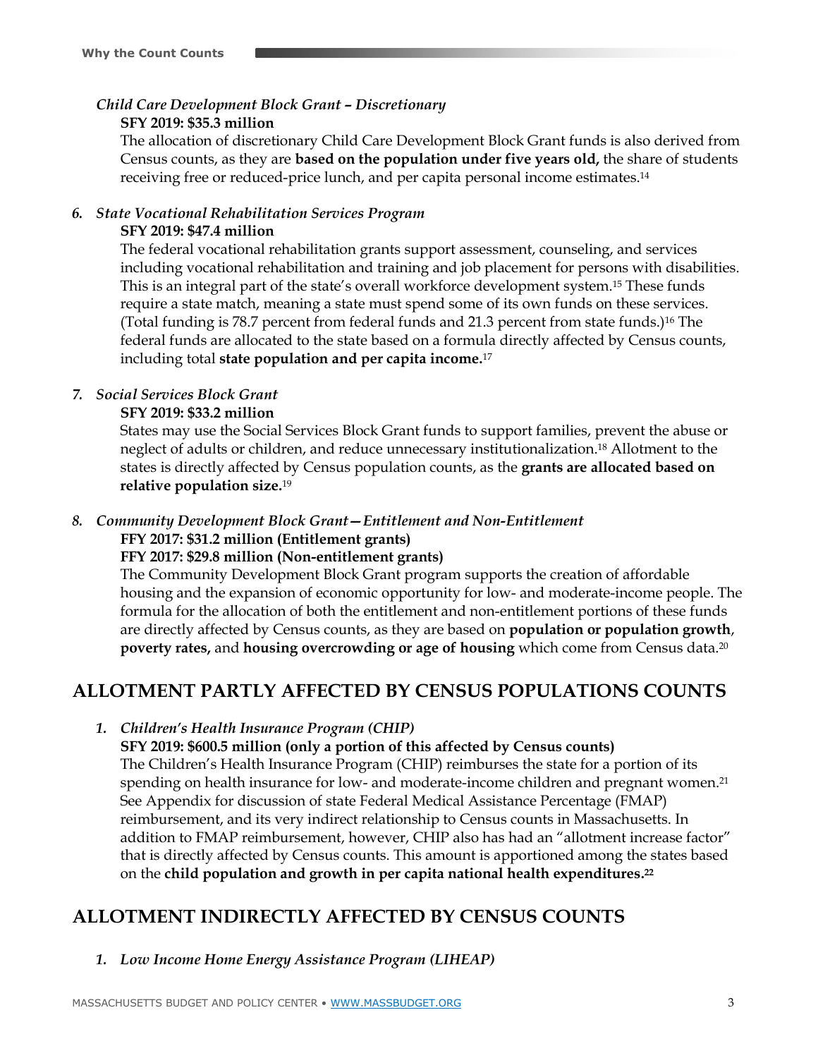*Child Care Development Block Grant – Discretionary*

**SFY 2019: $35.3 million**

The allocation of discretionary Child Care Development Block Grant funds is also derived from Census counts, as they are **based on the population under five years old,** the share of students receiving free or reduced-price lunch, and per capita personal income estimates.[14]

6. ***State Vocational Rehabilitation Services Program***

   **SFY 2019: $47.4 million**

   The federal vocational rehabilitation grants support assessment, counseling, and services including vocational rehabilitation and training and job placement for persons with disabilities. This is an integral part of the state's overall workforce development system.[15] These funds require a state match, meaning a state must spend some of its own funds on these services. (Total funding is 78.7 percent from federal funds and 21.3 percent from state funds.)[16] The federal funds are allocated to the state based on a formula directly affected by Census counts, including total **state population and per capita income.**[17]

7. ***Social Services Block Grant***

   **SFY 2019: $33.2 million**

   States may use the Social Services Block Grant funds to support families, prevent the abuse or neglect of adults or children, and reduce unnecessary institutionalization.[18] Allotment to the states is directly affected by Census population counts, as the **grants are allocated based on relative population size.**[19]

8. ***Community Development Block Grant—Entitlement and Non-Entitlement***

   **FFY 2017: $31.2 million (Entitlement grants)**

   **FFY 2017: $29.8 million (Non-entitlement grants)**

   The Community Development Block Grant program supports the creation of affordable housing and the expansion of economic opportunity for low- and moderate-income people. The formula for the allocation of both the entitlement and non-entitlement portions of these funds are directly affected by Census counts, as they are based on **population or population growth**, **poverty rates,** and **housing overcrowding or age of housing** which come from Census data.[20]

## ALLOTMENT PARTLY AFFECTED BY CENSUS POPULATIONS COUNTS

1. ***Children's Health Insurance Program (CHIP)***

   **SFY 2019: $600.5 million (only a portion of this affected by Census counts)**

   The Children's Health Insurance Program (CHIP) reimburses the state for a portion of its spending on health insurance for low- and moderate-income children and pregnant women.[21] See Appendix for discussion of state Federal Medical Assistance Percentage (FMAP) reimbursement, and its very indirect relationship to Census counts in Massachusetts. In addition to FMAP reimbursement, however, CHIP also has had an "allotment increase factor" that is directly affected by Census counts. This amount is apportioned among the states based on the **child population and growth in per capita national health expenditures.**[22]

## ALLOTMENT INDIRECTLY AFFECTED BY CENSUS COUNTS

1. ***Low Income Home Energy Assistance Program (LIHEAP)***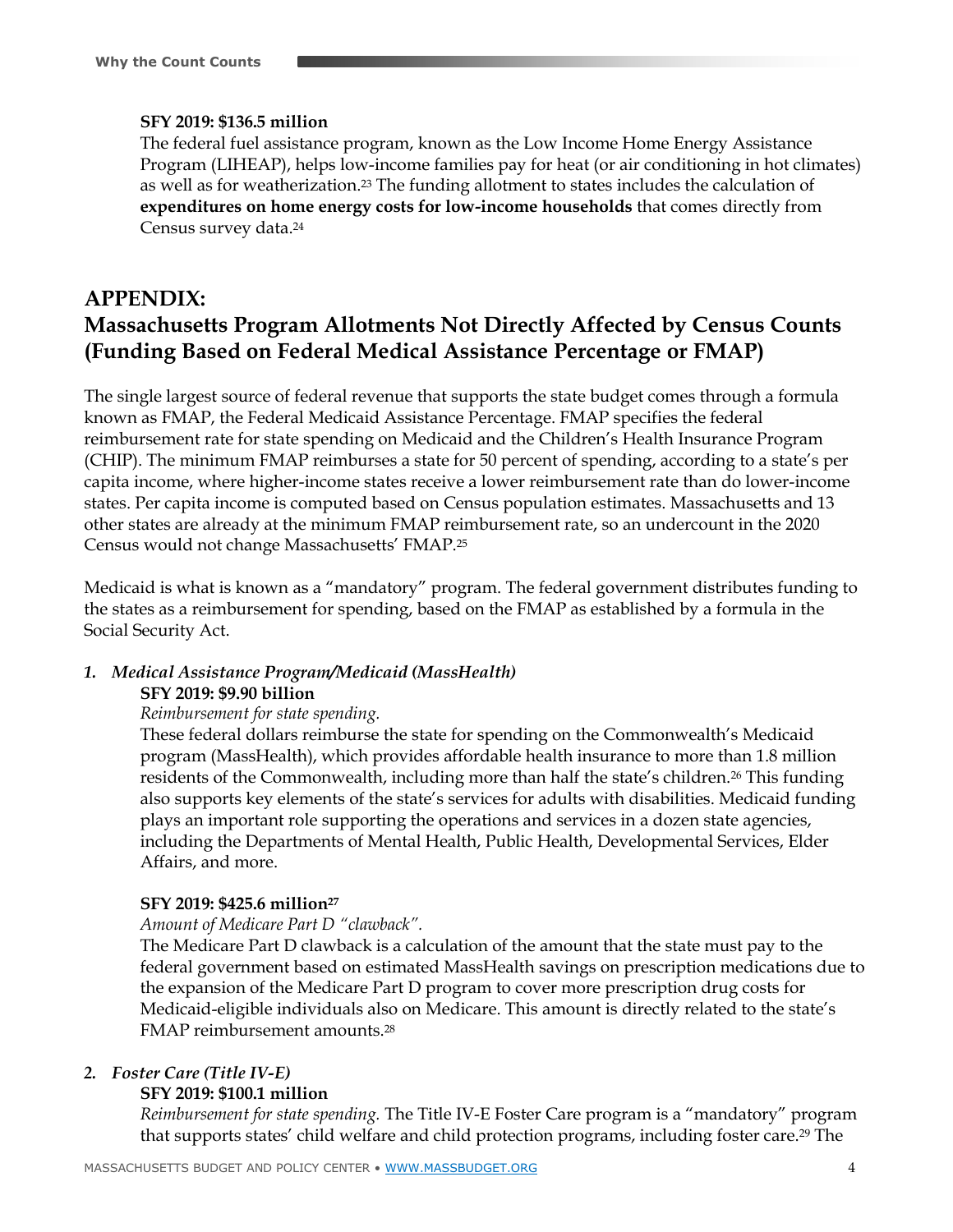**SFY 2019: $136.5 million**

The federal fuel assistance program, known as the Low Income Home Energy Assistance Program (LIHEAP), helps low-income families pay for heat (or air conditioning in hot climates) as well as for weatherization.[23] The funding allotment to states includes the calculation of **expenditures on home energy costs for low-income households** that comes directly from Census survey data.[24]

## APPENDIX: Massachusetts Program Allotments Not Directly Affected by Census Counts (Funding Based on Federal Medical Assistance Percentage or FMAP)

The single largest source of federal revenue that supports the state budget comes through a formula known as FMAP, the Federal Medicaid Assistance Percentage. FMAP specifies the federal reimbursement rate for state spending on Medicaid and the Children's Health Insurance Program (CHIP). The minimum FMAP reimburses a state for 50 percent of spending, according to a state's per capita income, where higher-income states receive a lower reimbursement rate than do lower-income states. Per capita income is computed based on Census population estimates. Massachusetts and 13 other states are already at the minimum FMAP reimbursement rate, so an undercount in the 2020 Census would not change Massachusetts' FMAP.[25]

Medicaid is what is known as a "mandatory" program. The federal government distributes funding to the states as a reimbursement for spending, based on the FMAP as established by a formula in the Social Security Act.

1. ***Medical Assistance Program/Medicaid (MassHealth)***

   **SFY 2019: $9.90 billion**

   *Reimbursement for state spending.*

   These federal dollars reimburse the state for spending on the Commonwealth's Medicaid program (MassHealth), which provides affordable health insurance to more than 1.8 million residents of the Commonwealth, including more than half the state's children.[26] This funding also supports key elements of the state's services for adults with disabilities. Medicaid funding plays an important role supporting the operations and services in a dozen state agencies, including the Departments of Mental Health, Public Health, Developmental Services, Elder Affairs, and more.

   **SFY 2019: $425.6 million[27]**

   *Amount of Medicare Part D "clawback".*

   The Medicare Part D clawback is a calculation of the amount that the state must pay to the federal government based on estimated MassHealth savings on prescription medications due to the expansion of the Medicare Part D program to cover more prescription drug costs for Medicaid-eligible individuals also on Medicare. This amount is directly related to the state's FMAP reimbursement amounts.[28]

2. ***Foster Care (Title IV-E)***

   **SFY 2019: $100.1 million**

   *Reimbursement for state spending.* The Title IV-E Foster Care program is a "mandatory" program that supports states' child welfare and child protection programs, including foster care.[29] The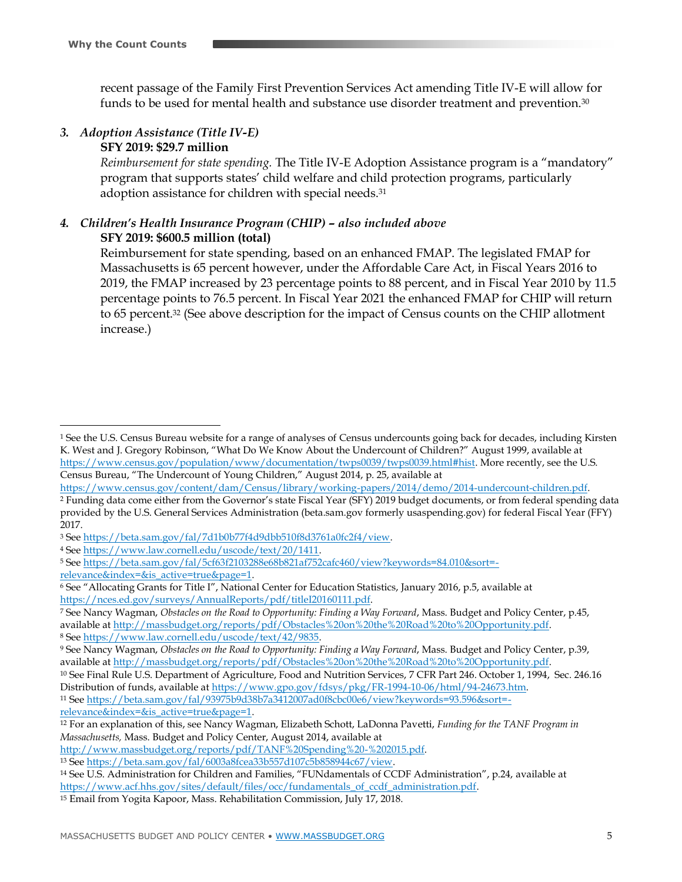recent passage of the Family First Prevention Services Act amending Title IV-E will allow for funds to be used for mental health and substance use disorder treatment and prevention.[30]

3. ***Adoption Assistance (Title IV-E)***

   **SFY 2019: $29.7 million**

   *Reimbursement for state spending.* The Title IV-E Adoption Assistance program is a "mandatory" program that supports states' child welfare and child protection programs, particularly adoption assistance for children with special needs.[31]

4. ***Children's Health Insurance Program (CHIP) – also included above***

   **SFY 2019: $600.5 million (total)**

   Reimbursement for state spending, based on an enhanced FMAP. The legislated FMAP for Massachusetts is 65 percent however, under the Affordable Care Act, in Fiscal Years 2016 to 2019, the FMAP increased by 23 percentage points to 88 percent, and in Fiscal Year 2010 by 11.5 percentage points to 76.5 percent. In Fiscal Year 2021 the enhanced FMAP for CHIP will return to 65 percent.[32] (See above description for the impact of Census counts on the CHIP allotment increase.)

---

[1] See the U.S. Census Bureau website for a range of analyses of Census undercounts going back for decades, including Kirsten K. West and J. Gregory Robinson, "What Do We Know About the Undercount of Children?" August 1999, available at https://www.census.gov/population/www/documentation/twps0039/twps0039.html#hist. More recently, see the U.S. Census Bureau, "The Undercount of Young Children," August 2014, p. 25, available at https://www.census.gov/content/dam/Census/library/working-papers/2014/demo/2014-undercount-children.pdf.

[2] Funding data come either from the Governor's state Fiscal Year (SFY) 2019 budget documents, or from federal spending data provided by the U.S. General Services Administration (beta.sam.gov formerly usaspending.gov) for federal Fiscal Year (FFY) 2017.

[3] See https://beta.sam.gov/fal/7d1b0b77f4d9dbb510f8d3761a0fc2f4/view.

[4] See https://www.law.cornell.edu/uscode/text/20/1411.

[5] See https://beta.sam.gov/fal/5cf63f2103288e68b821af752cafc460/view?keywords=84.010&sort=-relevance&index=&is_active=true&page=1.

[6] See "Allocating Grants for Title I", National Center for Education Statistics, January 2016, p.5, available at https://nces.ed.gov/surveys/AnnualReports/pdf/titleI20160111.pdf.

[7] See Nancy Wagman, *Obstacles on the Road to Opportunity: Finding a Way Forward*, Mass. Budget and Policy Center, p.45, available at http://massbudget.org/reports/pdf/Obstacles%20on%20the%20Road%20to%20Opportunity.pdf.

[8] See https://www.law.cornell.edu/uscode/text/42/9835.

[9] See Nancy Wagman, *Obstacles on the Road to Opportunity: Finding a Way Forward*, Mass. Budget and Policy Center, p.39, available at http://massbudget.org/reports/pdf/Obstacles%20on%20the%20Road%20to%20Opportunity.pdf.

[10] See Final Rule U.S. Department of Agriculture, Food and Nutrition Services, 7 CFR Part 246. October 1, 1994, Sec. 246.16 Distribution of funds, available at https://www.gpo.gov/fdsys/pkg/FR-1994-10-06/html/94-24673.htm.

[11] See https://beta.sam.gov/fal/93975b9d38b7a3412007ad0f8cbc00e6/view?keywords=93.596&sort=-relevance&index=&is_active=true&page=1.

[12] For an explanation of this, see Nancy Wagman, Elizabeth Schott, LaDonna Pavetti, *Funding for the TANF Program in Massachusetts,* Mass. Budget and Policy Center, August 2014, available at http://www.massbudget.org/reports/pdf/TANF%20Spending%20-%202015.pdf.

[13] See https://beta.sam.gov/fal/6003a8fcea33b557d107c5b858944c67/view.

[14] See U.S. Administration for Children and Families, "FUNdamentals of CCDF Administration", p.24, available at https://www.acf.hhs.gov/sites/default/files/occ/fundamentals_of_ccdf_administration.pdf.

[15] Email from Yogita Kapoor, Mass. Rehabilitation Commission, July 17, 2018.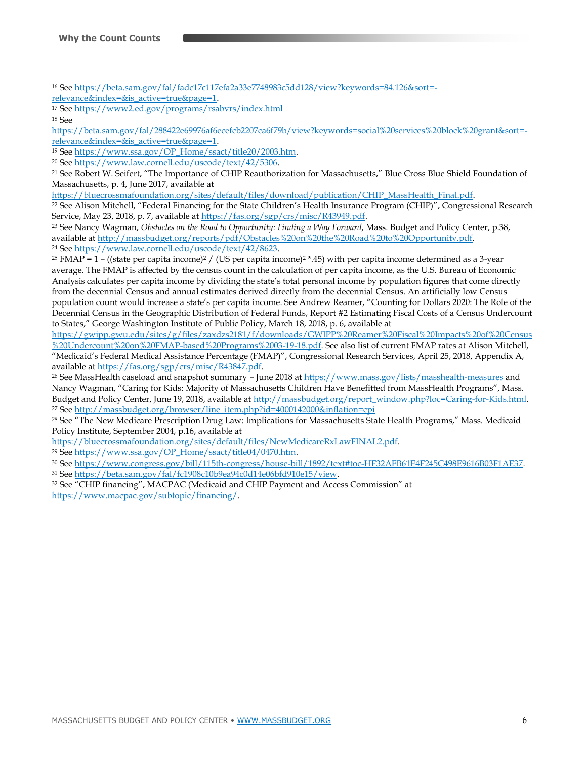[16] See https://beta.sam.gov/fal/fadc17c117efa2a33e7748983c5dd128/view?keywords=84.126&sort=-relevance&index=&is_active=true&page=1.

[17] See https://www2.ed.gov/programs/rsabvrs/index.html

[18] See https://beta.sam.gov/fal/288422e69976af6ecefcb2207ca6f79b/view?keywords=social%20services%20block%20grant&sort=-relevance&index=&is_active=true&page=1.

[19] See https://www.ssa.gov/OP_Home/ssact/title20/2003.htm.

[20] See https://www.law.cornell.edu/uscode/text/42/5306.

[21] See Robert W. Seifert, "The Importance of CHIP Reauthorization for Massachusetts," Blue Cross Blue Shield Foundation of Massachusetts, p. 4, June 2017, available at https://bluecrossmafoundation.org/sites/default/files/download/publication/CHIP_MassHealth_Final.pdf.

[22] See Alison Mitchell, "Federal Financing for the State Children's Health Insurance Program (CHIP)", Congressional Research Service, May 23, 2018, p. 7, available at https://fas.org/sgp/crs/misc/R43949.pdf.

[23] See Nancy Wagman, *Obstacles on the Road to Opportunity: Finding a Way Forward*, Mass. Budget and Policy Center, p.38, available at http://massbudget.org/reports/pdf/Obstacles%20on%20the%20Road%20to%20Opportunity.pdf.

[24] See https://www.law.cornell.edu/uscode/text/42/8623.

[25] FMAP = 1 – ((state per capita income)$^2$ / (US per capita income)$^2$ *.45) with per capita income determined as a 3-year average. The FMAP is affected by the census count in the calculation of per capita income, as the U.S. Bureau of Economic Analysis calculates per capita income by dividing the state's total personal income by population figures that come directly from the decennial Census and annual estimates derived directly from the decennial Census. An artificially low Census population count would increase a state's per capita income. See Andrew Reamer, "Counting for Dollars 2020: The Role of the Decennial Census in the Geographic Distribution of Federal Funds, Report #2 Estimating Fiscal Costs of a Census Undercount to States," George Washington Institute of Public Policy, March 18, 2018, p. 6, available at https://gwipp.gwu.edu/sites/g/files/zaxdzs2181/f/downloads/GWIPP%20Reamer%20Fiscal%20Impacts%20of%20Census%20Undercount%20on%20FMAP-based%20Programs%2003-19-18.pdf. See also list of current FMAP rates at Alison Mitchell, "Medicaid's Federal Medical Assistance Percentage (FMAP)", Congressional Research Services, April 25, 2018, Appendix A, available at https://fas.org/sgp/crs/misc/R43847.pdf.

[26] See MassHealth caseload and snapshot summary – June 2018 at https://www.mass.gov/lists/masshealth-measures and Nancy Wagman, "Caring for Kids: Majority of Massachusetts Children Have Benefitted from MassHealth Programs", Mass. Budget and Policy Center, June 19, 2018, available at http://massbudget.org/report_window.php?loc=Caring-for-Kids.html.

[27] See http://massbudget.org/browser/line_item.php?id=4000142000&inflation=cpi

[28] See "The New Medicare Prescription Drug Law: Implications for Massachusetts State Health Programs," Mass. Medicaid Policy Institute, September 2004, p.16, available at https://bluecrossmafoundation.org/sites/default/files/NewMedicareRxLawFINAL2.pdf.

[29] See https://www.ssa.gov/OP_Home/ssact/title04/0470.htm.

[30] See https://www.congress.gov/bill/115th-congress/house-bill/1892/text#toc-HF32AFB61E4F245C498E9616B03F1AE37.

[31] See https://beta.sam.gov/fal/fc1908c10b9ea94c0d14e06bfd910e15/view.

[32] See "CHIP financing", MACPAC (Medicaid and CHIP Payment and Access Commission" at https://www.macpac.gov/subtopic/financing/.